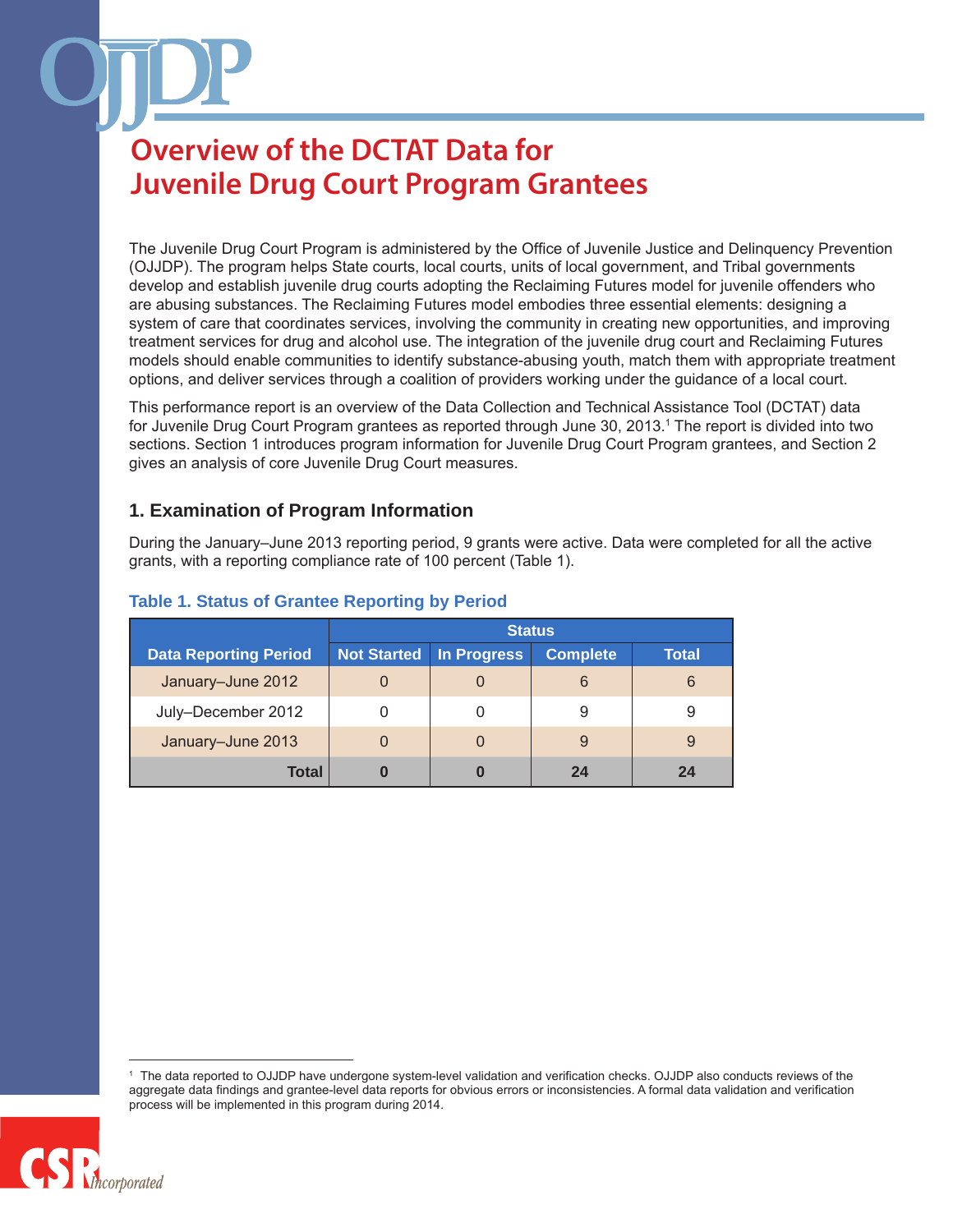# Overview of the DCTAT Data for Juvenile Drug Court Program Grantees

The Juvenile Drug Court Program is administered by the Office of Juvenile Justice and Delinquency Prevention (OJJDP). The program helps State courts, local courts, units of local government, and Tribal governments develop and establish juvenile drug courts adopting the Reclaiming Futures model for juvenile offenders who are abusing substances. The Reclaiming Futures model embodies three essential elements: designing a system of care that coordinates services, involving the community in creating new opportunities, and improving treatment services for drug and alcohol use. The integration of the juvenile drug court and Reclaiming Futures models should enable communities to identify substance-abusing youth, match them with appropriate treatment options, and deliver services through a coalition of providers working under the guidance of a local court.

This performance report is an overview of the Data Collection and Technical Assistance Tool (DCTAT) data for Juvenile Drug Court Program grantees as reported through June 30, 2013.[1] The report is divided into two sections. Section 1 introduces program information for Juvenile Drug Court Program grantees, and Section 2 gives an analysis of core Juvenile Drug Court measures.

## 1. Examination of Program Information

During the January–June 2013 reporting period, 9 grants were active. Data were completed for all the active grants, with a reporting compliance rate of 100 percent (Table 1).

### Table 1. Status of Grantee Reporting by Period

| | Status | | | |
|---|---|---|---|---|
| **Data Reporting Period** | **Not Started** | **In Progress** | **Complete** | **Total** |
| January–June 2012 | 0 | 0 | 6 | 6 |
| July–December 2012 | 0 | 0 | 9 | 9 |
| January–June 2013 | 0 | 0 | 9 | 9 |
| **Total** | **0** | **0** | **24** | **24** |

[1] The data reported to OJJDP have undergone system-level validation and verification checks. OJJDP also conducts reviews of the aggregate data findings and grantee-level data reports for obvious errors or inconsistencies. A formal data validation and verification process will be implemented in this program during 2014.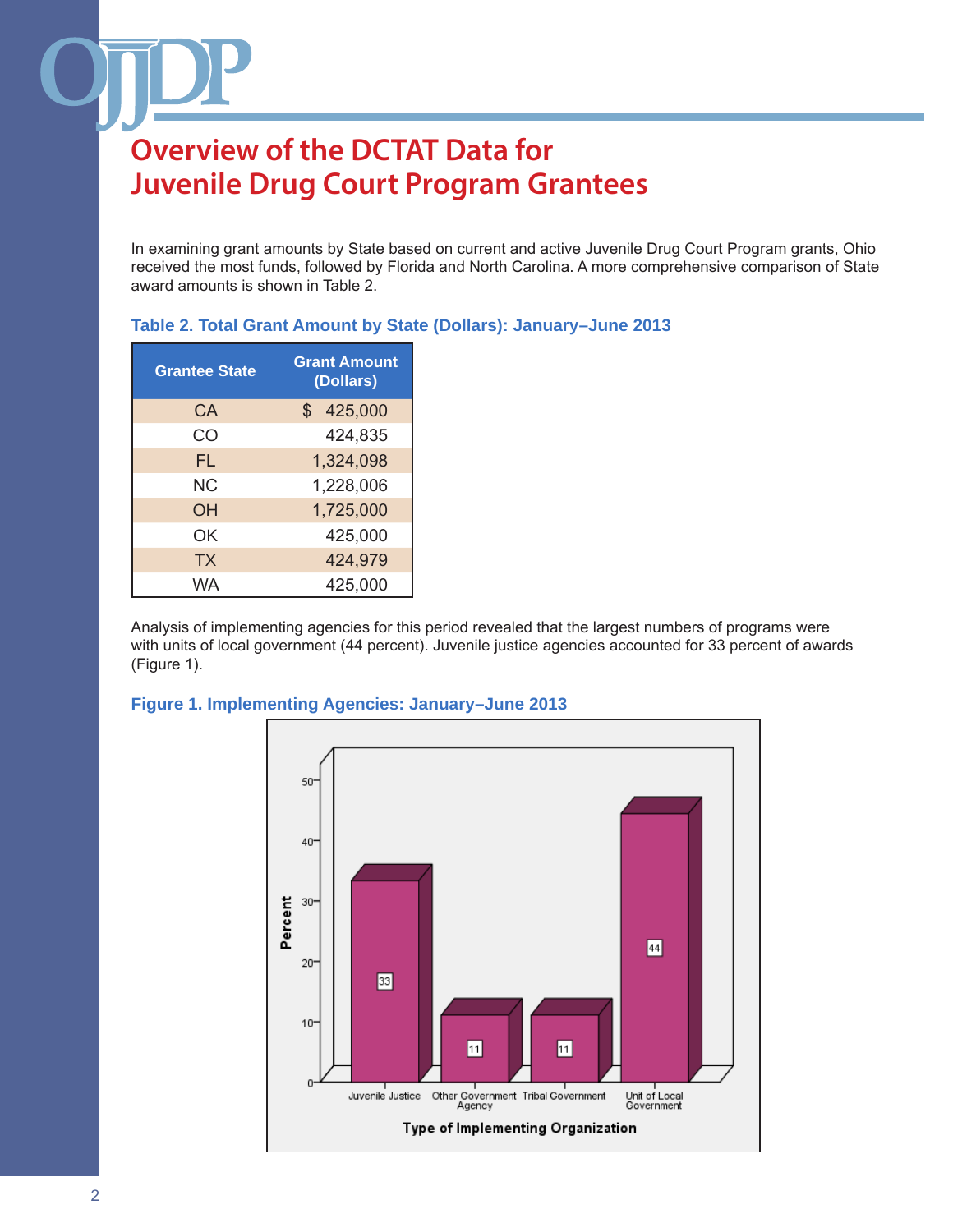# Overview of the DCTAT Data for Juvenile Drug Court Program Grantees

In examining grant amounts by State based on current and active Juvenile Drug Court Program grants, Ohio received the most funds, followed by Florida and North Carolina. A more comprehensive comparison of State award amounts is shown in Table 2.

**Table 2. Total Grant Amount by State (Dollars): January–June 2013**

| Grantee State | Grant Amount (Dollars) |
|---|---|
| CA | $ 425,000 |
| CO | 424,835 |
| FL | 1,324,098 |
| NC | 1,228,006 |
| OH | 1,725,000 |
| OK | 425,000 |
| TX | 424,979 |
| WA | 425,000 |

Analysis of implementing agencies for this period revealed that the largest numbers of programs were with units of local government (44 percent). Juvenile justice agencies accounted for 33 percent of awards (Figure 1).

**Figure 1. Implementing Agencies: January–June 2013**

| Type of Implementing Organization | Percent |
|---|---|
| Juvenile Justice | 33 |
| Other Government Agency | 11 |
| Tribal Government | 11 |
| Unit of Local Government | 44 |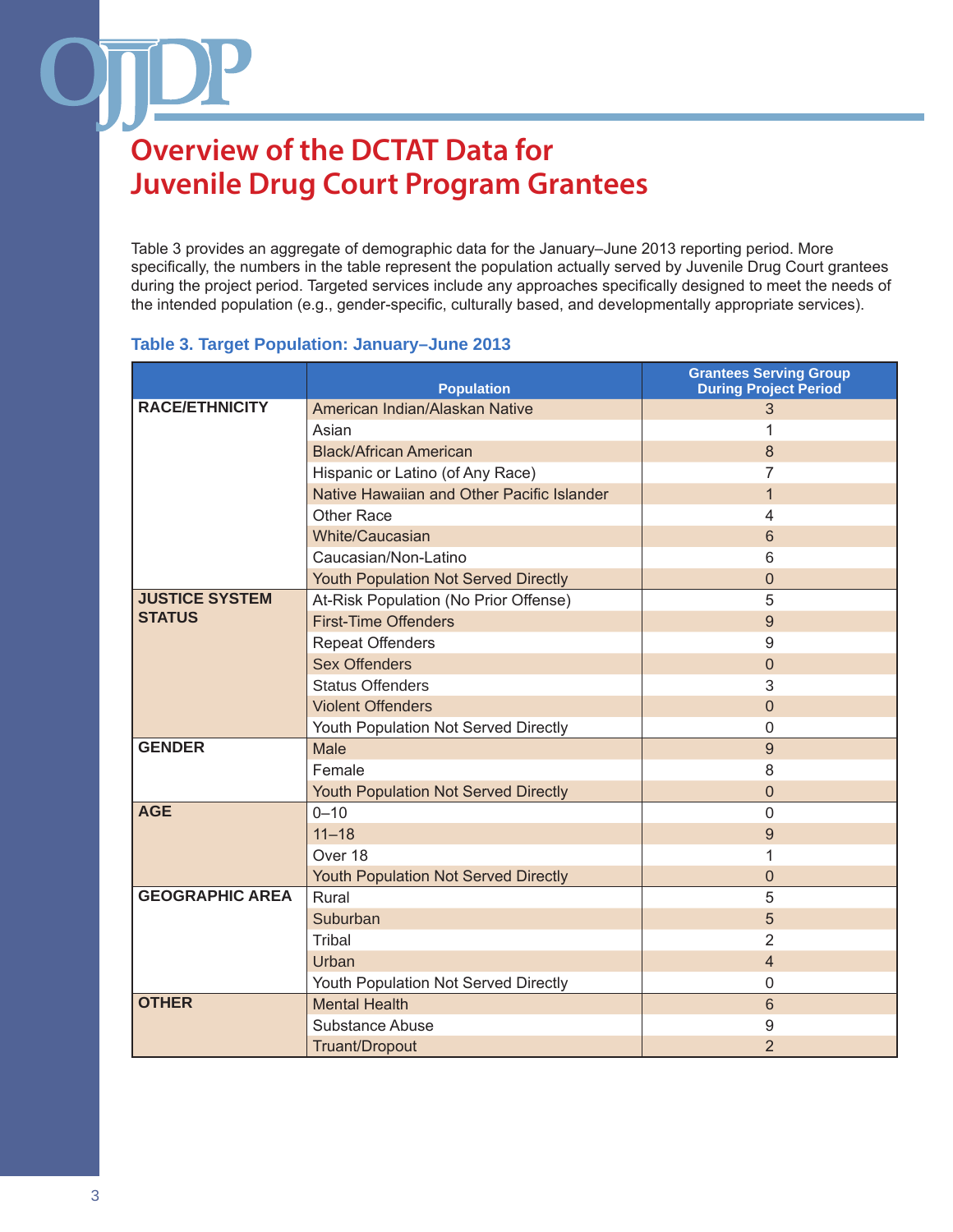# Overview of the DCTAT Data for Juvenile Drug Court Program Grantees

Table 3 provides an aggregate of demographic data for the January–June 2013 reporting period. More specifically, the numbers in the table represent the population actually served by Juvenile Drug Court grantees during the project period. Targeted services include any approaches specifically designed to meet the needs of the intended population (e.g., gender-specific, culturally based, and developmentally appropriate services).

**Table 3. Target Population: January–June 2013**

| | Population | Grantees Serving Group During Project Period |
|---|---|---|
| **RACE/ETHNICITY** | American Indian/Alaskan Native | 3 |
| | Asian | 1 |
| | Black/African American | 8 |
| | Hispanic or Latino (of Any Race) | 7 |
| | Native Hawaiian and Other Pacific Islander | 1 |
| | Other Race | 4 |
| | White/Caucasian | 6 |
| | Caucasian/Non-Latino | 6 |
| | Youth Population Not Served Directly | 0 |
| **JUSTICE SYSTEM STATUS** | At-Risk Population (No Prior Offense) | 5 |
| | First-Time Offenders | 9 |
| | Repeat Offenders | 9 |
| | Sex Offenders | 0 |
| | Status Offenders | 3 |
| | Violent Offenders | 0 |
| | Youth Population Not Served Directly | 0 |
| **GENDER** | Male | 9 |
| | Female | 8 |
| | Youth Population Not Served Directly | 0 |
| **AGE** | 0–10 | 0 |
| | 11–18 | 9 |
| | Over 18 | 1 |
| | Youth Population Not Served Directly | 0 |
| **GEOGRAPHIC AREA** | Rural | 5 |
| | Suburban | 5 |
| | Tribal | 2 |
| | Urban | 4 |
| | Youth Population Not Served Directly | 0 |
| **OTHER** | Mental Health | 6 |
| | Substance Abuse | 9 |
| | Truant/Dropout | 2 |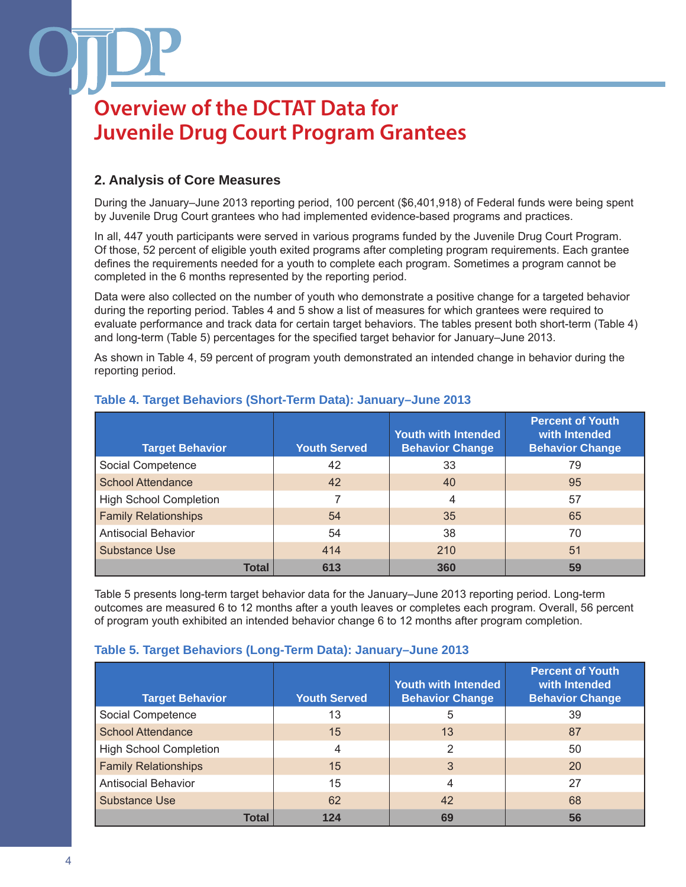# Overview of the DCTAT Data for Juvenile Drug Court Program Grantees

## 2. Analysis of Core Measures

During the January–June 2013 reporting period, 100 percent ($6,401,918) of Federal funds were being spent by Juvenile Drug Court grantees who had implemented evidence-based programs and practices.

In all, 447 youth participants were served in various programs funded by the Juvenile Drug Court Program. Of those, 52 percent of eligible youth exited programs after completing program requirements. Each grantee defines the requirements needed for a youth to complete each program. Sometimes a program cannot be completed in the 6 months represented by the reporting period.

Data were also collected on the number of youth who demonstrate a positive change for a targeted behavior during the reporting period. Tables 4 and 5 show a list of measures for which grantees were required to evaluate performance and track data for certain target behaviors. The tables present both short-term (Table 4) and long-term (Table 5) percentages for the specified target behavior for January–June 2013.

As shown in Table 4, 59 percent of program youth demonstrated an intended change in behavior during the reporting period.

### Table 4. Target Behaviors (Short-Term Data): January–June 2013

| Target Behavior | Youth Served | Youth with Intended Behavior Change | Percent of Youth with Intended Behavior Change |
|---|---|---|---|
| Social Competence | 42 | 33 | 79 |
| School Attendance | 42 | 40 | 95 |
| High School Completion | 7 | 4 | 57 |
| Family Relationships | 54 | 35 | 65 |
| Antisocial Behavior | 54 | 38 | 70 |
| Substance Use | 414 | 210 | 51 |
| **Total** | **613** | **360** | **59** |

Table 5 presents long-term target behavior data for the January–June 2013 reporting period. Long-term outcomes are measured 6 to 12 months after a youth leaves or completes each program. Overall, 56 percent of program youth exhibited an intended behavior change 6 to 12 months after program completion.

### Table 5. Target Behaviors (Long-Term Data): January–June 2013

| Target Behavior | Youth Served | Youth with Intended Behavior Change | Percent of Youth with Intended Behavior Change |
|---|---|---|---|
| Social Competence | 13 | 5 | 39 |
| School Attendance | 15 | 13 | 87 |
| High School Completion | 4 | 2 | 50 |
| Family Relationships | 15 | 3 | 20 |
| Antisocial Behavior | 15 | 4 | 27 |
| Substance Use | 62 | 42 | 68 |
| **Total** | **124** | **69** | **56** |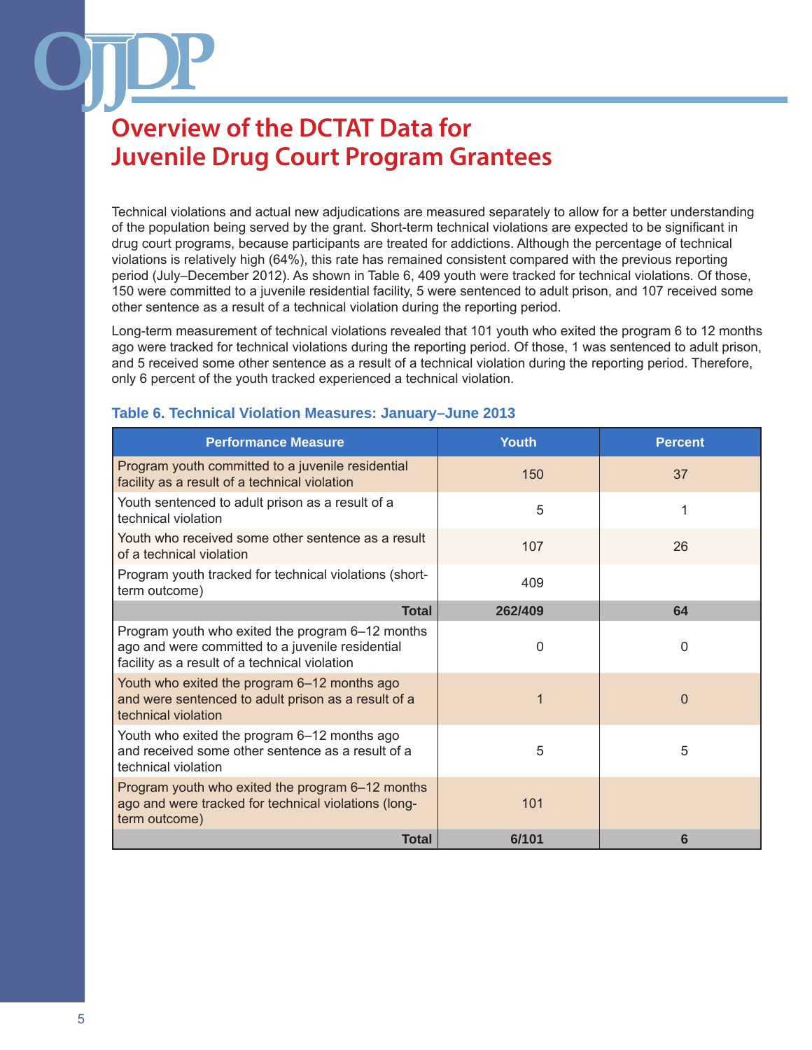# Overview of the DCTAT Data for Juvenile Drug Court Program Grantees

Technical violations and actual new adjudications are measured separately to allow for a better understanding of the population being served by the grant. Short-term technical violations are expected to be significant in drug court programs, because participants are treated for addictions. Although the percentage of technical violations is relatively high (64%), this rate has remained consistent compared with the previous reporting period (July–December 2012). As shown in Table 6, 409 youth were tracked for technical violations. Of those, 150 were committed to a juvenile residential facility, 5 were sentenced to adult prison, and 107 received some other sentence as a result of a technical violation during the reporting period.

Long-term measurement of technical violations revealed that 101 youth who exited the program 6 to 12 months ago were tracked for technical violations during the reporting period. Of those, 1 was sentenced to adult prison, and 5 received some other sentence as a result of a technical violation during the reporting period. Therefore, only 6 percent of the youth tracked experienced a technical violation.

### Table 6. Technical Violation Measures: January–June 2013

| Performance Measure | Youth | Percent |
|---|---|---|
| Program youth committed to a juvenile residential facility as a result of a technical violation | 150 | 37 |
| Youth sentenced to adult prison as a result of a technical violation | 5 | 1 |
| Youth who received some other sentence as a result of a technical violation | 107 | 26 |
| Program youth tracked for technical violations (short-term outcome) | 409 | |
| **Total** | **262/409** | **64** |
| Program youth who exited the program 6–12 months ago and were committed to a juvenile residential facility as a result of a technical violation | 0 | 0 |
| Youth who exited the program 6–12 months ago and were sentenced to adult prison as a result of a technical violation | 1 | 0 |
| Youth who exited the program 6–12 months ago and received some other sentence as a result of a technical violation | 5 | 5 |
| Program youth who exited the program 6–12 months ago and were tracked for technical violations (long-term outcome) | 101 | |
| **Total** | **6/101** | **6** |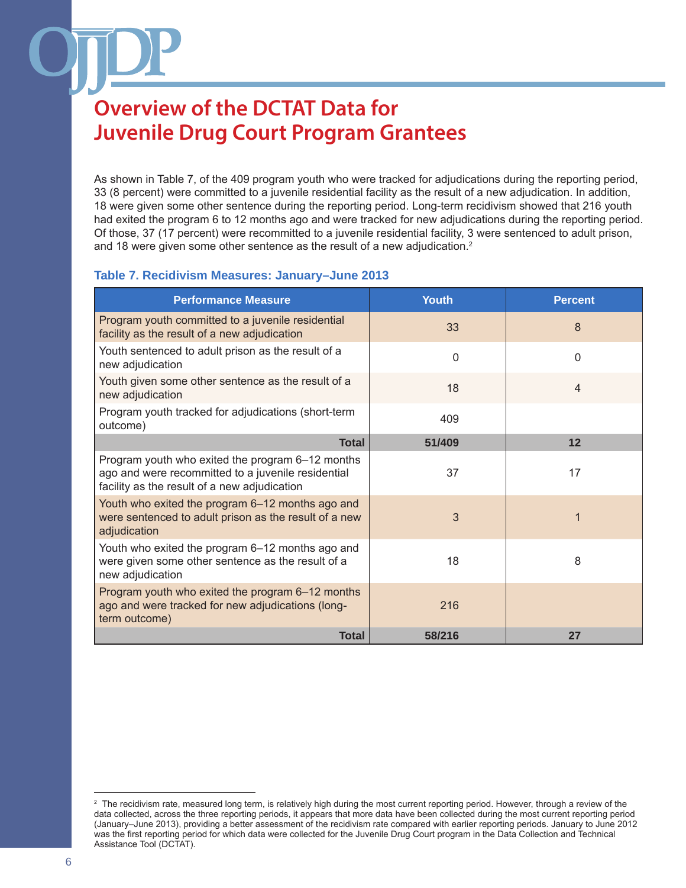# Overview of the DCTAT Data for Juvenile Drug Court Program Grantees

As shown in Table 7, of the 409 program youth who were tracked for adjudications during the reporting period, 33 (8 percent) were committed to a juvenile residential facility as the result of a new adjudication. In addition, 18 were given some other sentence during the reporting period. Long-term recidivism showed that 216 youth had exited the program 6 to 12 months ago and were tracked for new adjudications during the reporting period. Of those, 37 (17 percent) were recommitted to a juvenile residential facility, 3 were sentenced to adult prison, and 18 were given some other sentence as the result of a new adjudication.[2]

### Table 7. Recidivism Measures: January–June 2013

| Performance Measure | Youth | Percent |
|---|---|---|
| Program youth committed to a juvenile residential facility as the result of a new adjudication | 33 | 8 |
| Youth sentenced to adult prison as the result of a new adjudication | 0 | 0 |
| Youth given some other sentence as the result of a new adjudication | 18 | 4 |
| Program youth tracked for adjudications (short-term outcome) | 409 | |
| **Total** | **51/409** | **12** |
| Program youth who exited the program 6–12 months ago and were recommitted to a juvenile residential facility as the result of a new adjudication | 37 | 17 |
| Youth who exited the program 6–12 months ago and were sentenced to adult prison as the result of a new adjudication | 3 | 1 |
| Youth who exited the program 6–12 months ago and were given some other sentence as the result of a new adjudication | 18 | 8 |
| Program youth who exited the program 6–12 months ago and were tracked for new adjudications (long-term outcome) | 216 | |
| **Total** | **58/216** | **27** |

[2] The recidivism rate, measured long term, is relatively high during the most current reporting period. However, through a review of the data collected, across the three reporting periods, it appears that more data have been collected during the most current reporting period (January–June 2013), providing a better assessment of the recidivism rate compared with earlier reporting periods. January to June 2012 was the first reporting period for which data were collected for the Juvenile Drug Court program in the Data Collection and Technical Assistance Tool (DCTAT).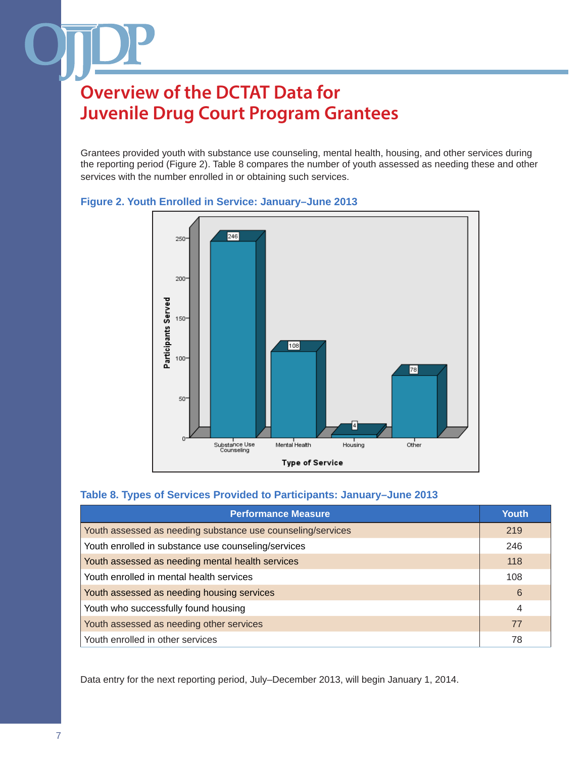# Overview of the DCTAT Data for Juvenile Drug Court Program Grantees

Grantees provided youth with substance use counseling, mental health, housing, and other services during the reporting period (Figure 2). Table 8 compares the number of youth assessed as needing these and other services with the number enrolled in or obtaining such services.

**Figure 2. Youth Enrolled in Service: January–June 2013**

Participants Served

250
200
150
100
50
0

246
108
4
78

Substance Use Counseling
Mental Health
Housing
Other

Type of Service

**Table 8. Types of Services Provided to Participants: January–June 2013**

| Performance Measure | Youth |
|---|---|
| Youth assessed as needing substance use counseling/services | 219 |
| Youth enrolled in substance use counseling/services | 246 |
| Youth assessed as needing mental health services | 118 |
| Youth enrolled in mental health services | 108 |
| Youth assessed as needing housing services | 6 |
| Youth who successfully found housing | 4 |
| Youth assessed as needing other services | 77 |
| Youth enrolled in other services | 78 |

Data entry for the next reporting period, July–December 2013, will begin January 1, 2014.